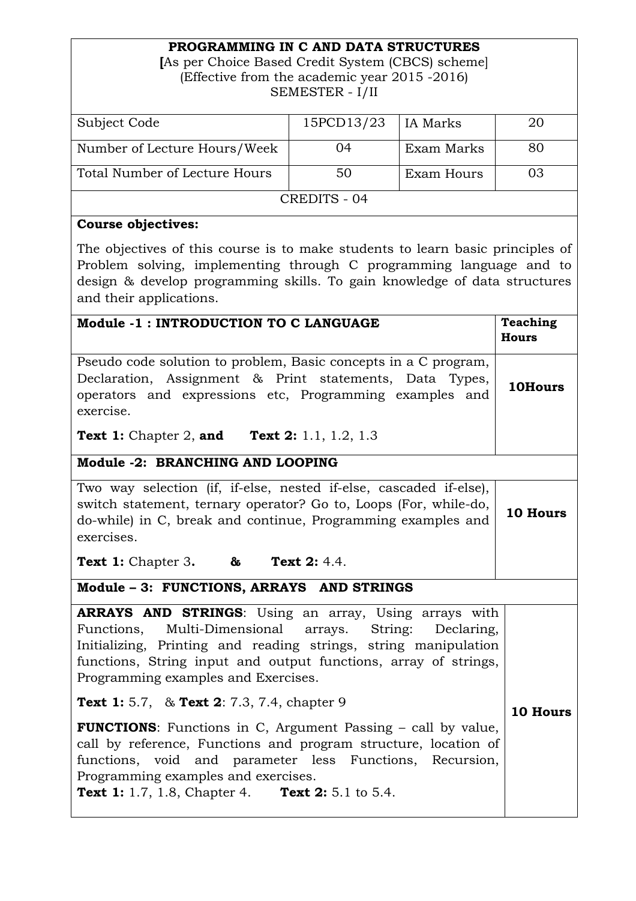# PROGRAMMING IN C AND DATA STRUCTURES

**[**As per Choice Based Credit System (CBCS) scheme]
(Effective from the academic year 2015 -2016)
SEMESTER - I/II

| Subject Code | 15PCD13/23 | IA Marks | 20 |
|---|---|---|---|
| Number of Lecture Hours/Week | 04 | Exam Marks | 80 |
| Total Number of Lecture Hours | 50 | Exam Hours | 03 |

CREDITS - 04

**Course objectives:**

The objectives of this course is to make students to learn basic principles of Problem solving, implementing through C programming language and to design & develop programming skills. To gain knowledge of data structures and their applications.

| **Module -1 : INTRODUCTION TO C LANGUAGE** | **Teaching Hours** |
|---|---|
| Pseudo code solution to problem, Basic concepts in a C program, Declaration, Assignment & Print statements, Data Types, operators and expressions etc, Programming examples and exercise.<br><br>**Text 1:** Chapter 2, **and** **Text 2:** 1.1, 1.2, 1.3 | **10Hours** |
| **Module -2: BRANCHING AND LOOPING** | |
| Two way selection (if, if-else, nested if-else, cascaded if-else), switch statement, ternary operator? Go to, Loops (For, while-do, do-while) in C, break and continue, Programming examples and exercises.<br><br>**Text 1:** Chapter 3**.** **&** **Text 2:** 4.4. | **10 Hours** |
| **Module – 3: FUNCTIONS, ARRAYS AND STRINGS** | |
| **ARRAYS AND STRINGS**: Using an array, Using arrays with Functions, Multi-Dimensional arrays. String: Declaring, Initializing, Printing and reading strings, string manipulation functions, String input and output functions, array of strings, Programming examples and Exercises.<br><br>**Text 1:** 5.7, & **Text 2**: 7.3, 7.4, chapter 9<br><br>**FUNCTIONS**: Functions in C, Argument Passing – call by value, call by reference, Functions and program structure, location of functions, void and parameter less Functions, Recursion, Programming examples and exercises.<br>**Text 1:** 1.7, 1.8, Chapter 4. **Text 2:** 5.1 to 5.4. | **10 Hours** |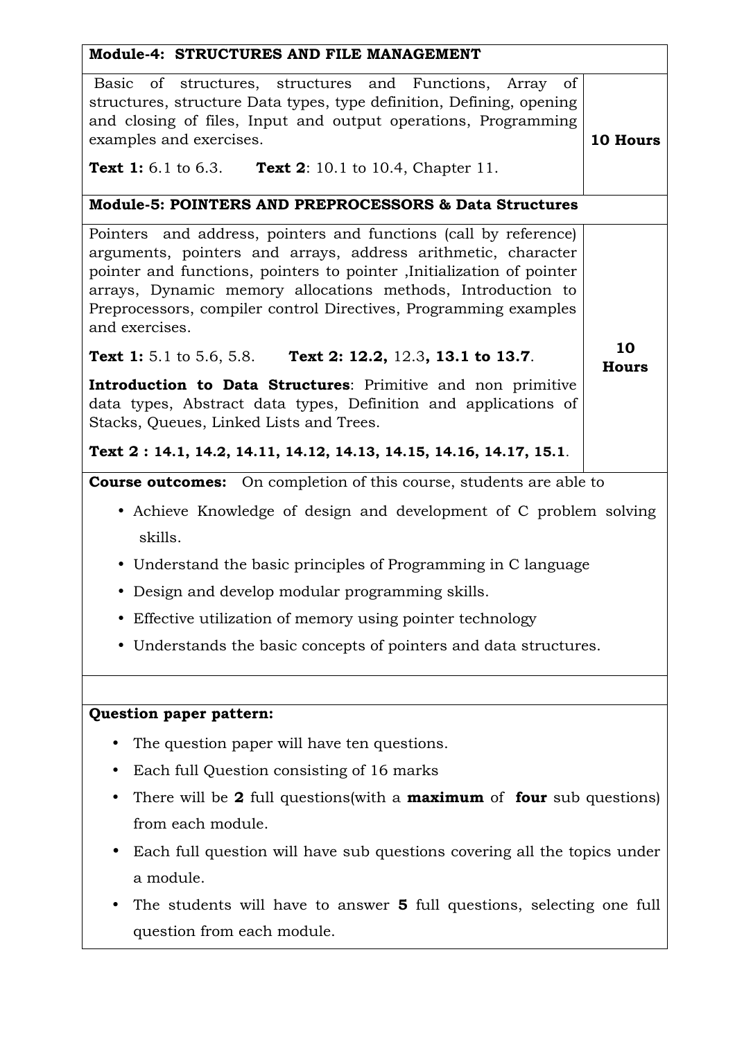| **Module-4: STRUCTURES AND FILE MANAGEMENT** | |
|---|---|
| Basic of structures, structures and Functions, Array of structures, structure Data types, type definition, Defining, opening and closing of files, Input and output operations, Programming examples and exercises.<br><br>**Text 1:** 6.1 to 6.3. **Text 2**: 10.1 to 10.4, Chapter 11. | **10 Hours** |
| **Module-5: POINTERS AND PREPROCESSORS & Data Structures** | |
| Pointers and address, pointers and functions (call by reference) arguments, pointers and arrays, address arithmetic, character pointer and functions, pointers to pointer ,Initialization of pointer arrays, Dynamic memory allocations methods, Introduction to Preprocessors, compiler control Directives, Programming examples and exercises.<br><br>**Text 1:** 5.1 to 5.6, 5.8. **Text 2: 12.2,** 12.3**, 13.1 to 13.7**.<br><br>**Introduction to Data Structures**: Primitive and non primitive data types, Abstract data types, Definition and applications of Stacks, Queues, Linked Lists and Trees.<br><br>**Text 2 : 14.1, 14.2, 14.11, 14.12, 14.13, 14.15, 14.16, 14.17, 15.1**. | **10 Hours** |

**Course outcomes:** On completion of this course, students are able to

- Achieve Knowledge of design and development of C problem solving skills.
- Understand the basic principles of Programming in C language
- Design and develop modular programming skills.
- Effective utilization of memory using pointer technology
- Understands the basic concepts of pointers and data structures.

**Question paper pattern:**

- The question paper will have ten questions.
- Each full Question consisting of 16 marks
- There will be **2** full questions(with a **maximum** of **four** sub questions) from each module.
- Each full question will have sub questions covering all the topics under a module.
- The students will have to answer **5** full questions, selecting one full question from each module.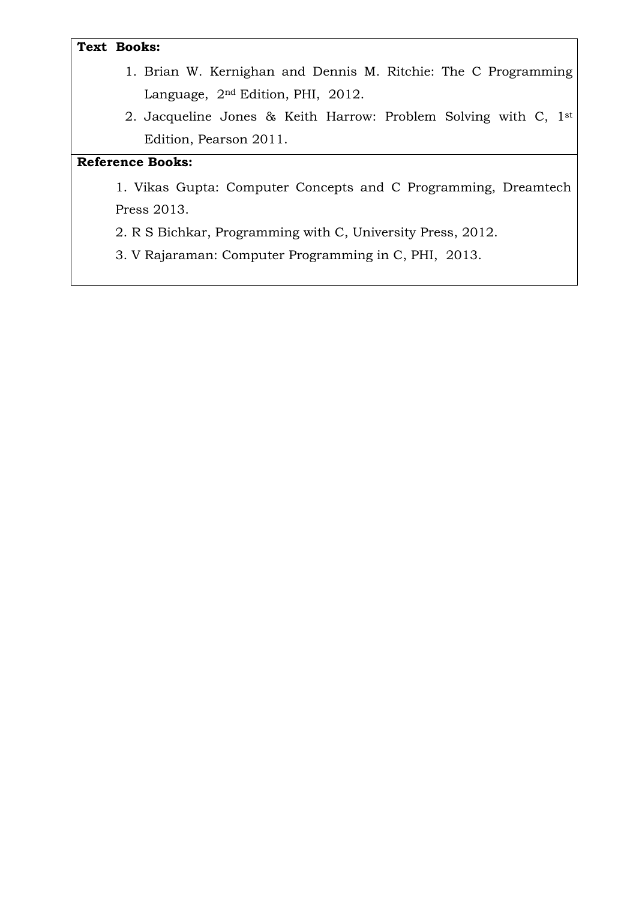**Text Books:**

1. Brian W. Kernighan and Dennis M. Ritchie: The C Programming Language, 2nd Edition, PHI, 2012.
2. Jacqueline Jones & Keith Harrow: Problem Solving with C, 1st Edition, Pearson 2011.

**Reference Books:**

1. Vikas Gupta: Computer Concepts and C Programming, Dreamtech Press 2013.
2. R S Bichkar, Programming with C, University Press, 2012.
3. V Rajaraman: Computer Programming in C, PHI, 2013.